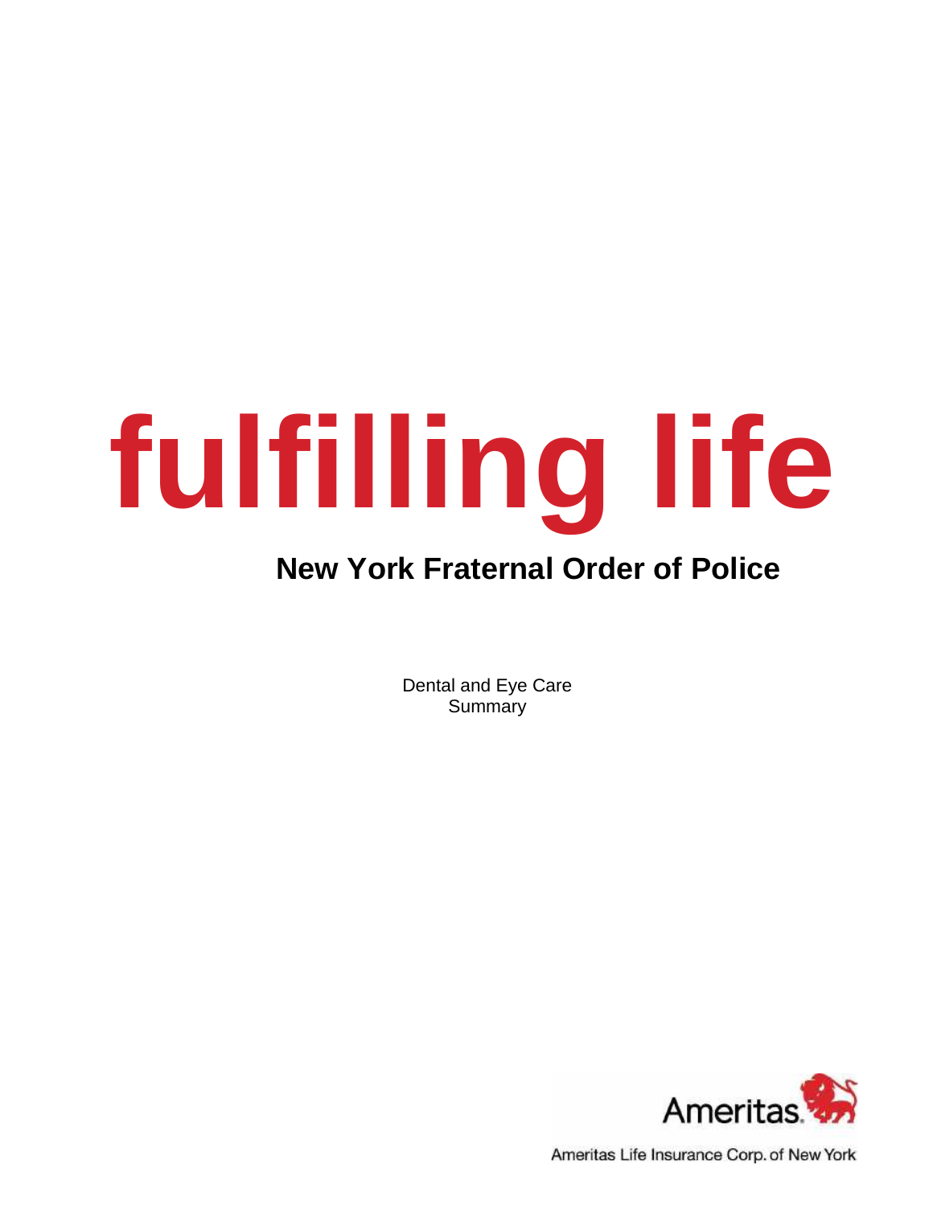# fulfilling life

## New York Fraternal Order of Police

Dental and Eye Care
Summary

Ameritas

Ameritas Life Insurance Corp. of New York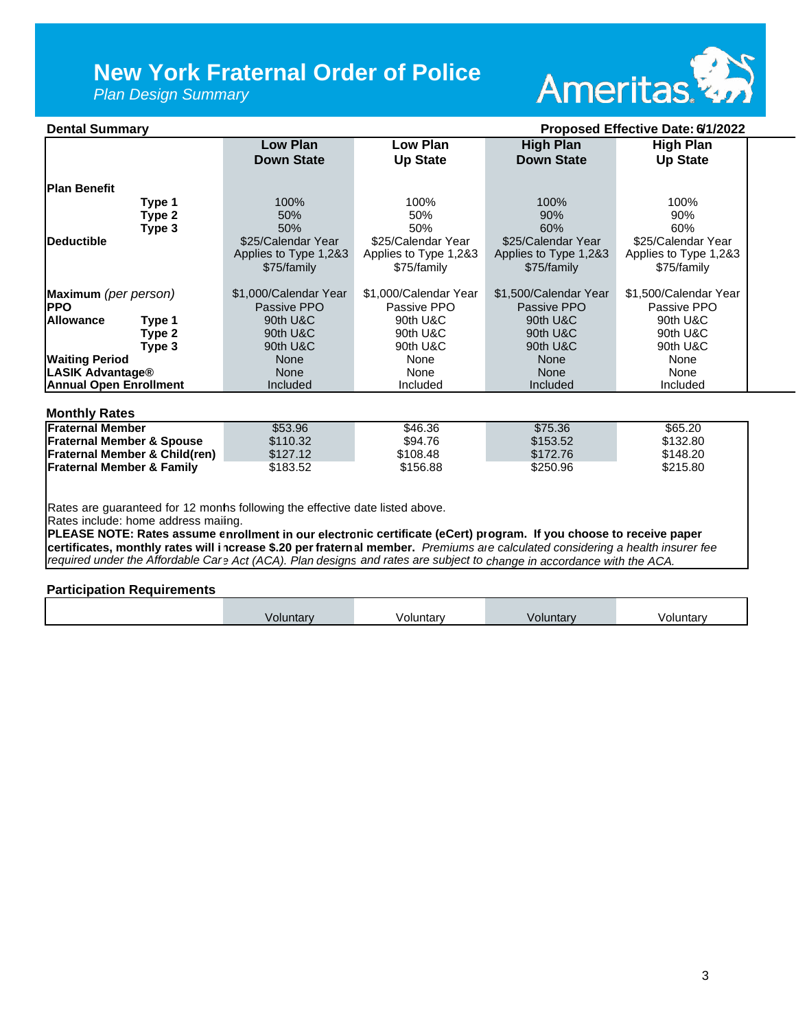# New York Fraternal Order of Police

*Plan Design Summary*

**Dental Summary** — **Proposed Effective Date: 6/1/2022**

| | | Low Plan Down State | Low Plan Up State | High Plan Down State | High Plan Up State |
|---|---|---|---|---|---|
| **Plan Benefit** | **Type 1** | 100% | 100% | 100% | 100% |
| | **Type 2** | 50% | 50% | 90% | 90% |
| | **Type 3** | 50% | 50% | 60% | 60% |
| **Deductible** | | $25/Calendar Year Applies to Type 1,2&3 $75/family | $25/Calendar Year Applies to Type 1,2&3 $75/family | $25/Calendar Year Applies to Type 1,2&3 $75/family | $25/Calendar Year Applies to Type 1,2&3 $75/family |
| **Maximum** *(per person)* | | $1,000/Calendar Year | $1,000/Calendar Year | $1,500/Calendar Year | $1,500/Calendar Year |
| **PPO** | | Passive PPO | Passive PPO | Passive PPO | Passive PPO |
| **Allowance** | **Type 1** | 90th U&C | 90th U&C | 90th U&C | 90th U&C |
| | **Type 2** | 90th U&C | 90th U&C | 90th U&C | 90th U&C |
| | **Type 3** | 90th U&C | 90th U&C | 90th U&C | 90th U&C |
| **Waiting Period** | | None | None | None | None |
| **LASIK Advantage®** | | None | None | None | None |
| **Annual Open Enrollment** | | Included | Included | Included | Included |

**Monthly Rates**

| | Low Plan Down State | Low Plan Up State | High Plan Down State | High Plan Up State |
|---|---|---|---|---|
| **Fraternal Member** | $53.96 | $46.36 | $75.36 | $65.20 |
| **Fraternal Member & Spouse** | $110.32 | $94.76 | $153.52 | $132.80 |
| **Fraternal Member & Child(ren)** | $127.12 | $108.48 | $172.76 | $148.20 |
| **Fraternal Member & Family** | $183.52 | $156.88 | $250.96 | $215.80 |

Rates are guaranteed for 12 months following the effective date listed above.
Rates include: home address mailing.
**PLEASE NOTE: Rates assume enrollment in our electronic certificate (eCert) program. If you choose to receive paper certificates, monthly rates will increase $.20 per fraternal member.** *Premiums are calculated considering a health insurer fee required under the Affordable Care Act (ACA). Plan designs and rates are subject to change in accordance with the ACA.*

**Participation Requirements**

| | Low Plan Down State | Low Plan Up State | High Plan Down State | High Plan Up State |
|---|---|---|---|---|
| | Voluntary | Voluntary | Voluntary | Voluntary |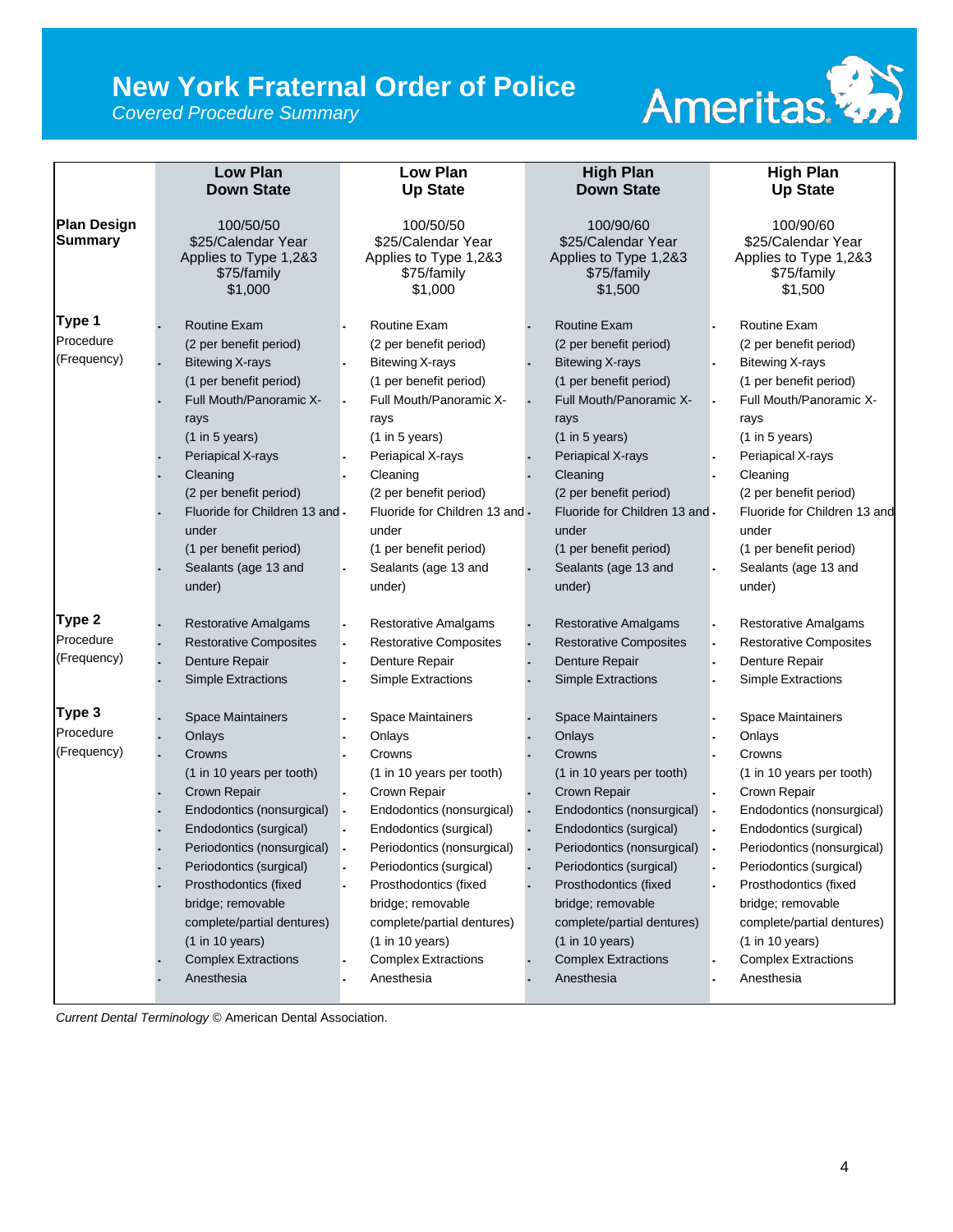# New York Fraternal Order of Police

*Covered Procedure Summary*

| | Low Plan Down State | Low Plan Up State | High Plan Down State | High Plan Up State |
|---|---|---|---|---|
| **Plan Design Summary** | 100/50/50<br>$25/Calendar Year<br>Applies to Type 1,2&3<br>$75/family<br>$1,000 | 100/50/50<br>$25/Calendar Year<br>Applies to Type 1,2&3<br>$75/family<br>$1,000 | 100/90/60<br>$25/Calendar Year<br>Applies to Type 1,2&3<br>$75/family<br>$1,500 | 100/90/60<br>$25/Calendar Year<br>Applies to Type 1,2&3<br>$75/family<br>$1,500 |
| **Type 1** Procedure (Frequency) | • Routine Exam (2 per benefit period)<br>• Bitewing X-rays (1 per benefit period)<br>• Full Mouth/Panoramic X-rays (1 in 5 years)<br>• Periapical X-rays<br>• Cleaning (2 per benefit period)<br>• Fluoride for Children 13 and under (1 per benefit period)<br>• Sealants (age 13 and under) | • Routine Exam (2 per benefit period)<br>• Bitewing X-rays (1 per benefit period)<br>• Full Mouth/Panoramic X-rays (1 in 5 years)<br>• Periapical X-rays<br>• Cleaning (2 per benefit period)<br>• Fluoride for Children 13 and under (1 per benefit period)<br>• Sealants (age 13 and under) | • Routine Exam (2 per benefit period)<br>• Bitewing X-rays (1 per benefit period)<br>• Full Mouth/Panoramic X-rays (1 in 5 years)<br>• Periapical X-rays<br>• Cleaning (2 per benefit period)<br>• Fluoride for Children 13 and under (1 per benefit period)<br>• Sealants (age 13 and under) | • Routine Exam (2 per benefit period)<br>• Bitewing X-rays (1 per benefit period)<br>• Full Mouth/Panoramic X-rays (1 in 5 years)<br>• Periapical X-rays<br>• Cleaning (2 per benefit period)<br>• Fluoride for Children 13 and under (1 per benefit period)<br>• Sealants (age 13 and under) |
| **Type 2** Procedure (Frequency) | • Restorative Amalgams<br>• Restorative Composites<br>• Denture Repair<br>• Simple Extractions | • Restorative Amalgams<br>• Restorative Composites<br>• Denture Repair<br>• Simple Extractions | • Restorative Amalgams<br>• Restorative Composites<br>• Denture Repair<br>• Simple Extractions | • Restorative Amalgams<br>• Restorative Composites<br>• Denture Repair<br>• Simple Extractions |
| **Type 3** Procedure (Frequency) | • Space Maintainers<br>• Onlays<br>• Crowns (1 in 10 years per tooth)<br>• Crown Repair<br>• Endodontics (nonsurgical)<br>• Endodontics (surgical)<br>• Periodontics (nonsurgical)<br>• Periodontics (surgical)<br>• Prosthodontics (fixed bridge; removable complete/partial dentures) (1 in 10 years)<br>• Complex Extractions<br>• Anesthesia | • Space Maintainers<br>• Onlays<br>• Crowns (1 in 10 years per tooth)<br>• Crown Repair<br>• Endodontics (nonsurgical)<br>• Endodontics (surgical)<br>• Periodontics (nonsurgical)<br>• Periodontics (surgical)<br>• Prosthodontics (fixed bridge; removable complete/partial dentures) (1 in 10 years)<br>• Complex Extractions<br>• Anesthesia | • Space Maintainers<br>• Onlays<br>• Crowns (1 in 10 years per tooth)<br>• Crown Repair<br>• Endodontics (nonsurgical)<br>• Endodontics (surgical)<br>• Periodontics (nonsurgical)<br>• Periodontics (surgical)<br>• Prosthodontics (fixed bridge; removable complete/partial dentures) (1 in 10 years)<br>• Complex Extractions<br>• Anesthesia | • Space Maintainers<br>• Onlays<br>• Crowns (1 in 10 years per tooth)<br>• Crown Repair<br>• Endodontics (nonsurgical)<br>• Endodontics (surgical)<br>• Periodontics (nonsurgical)<br>• Periodontics (surgical)<br>• Prosthodontics (fixed bridge; removable complete/partial dentures) (1 in 10 years)<br>• Complex Extractions<br>• Anesthesia |

*Current Dental Terminology* © American Dental Association.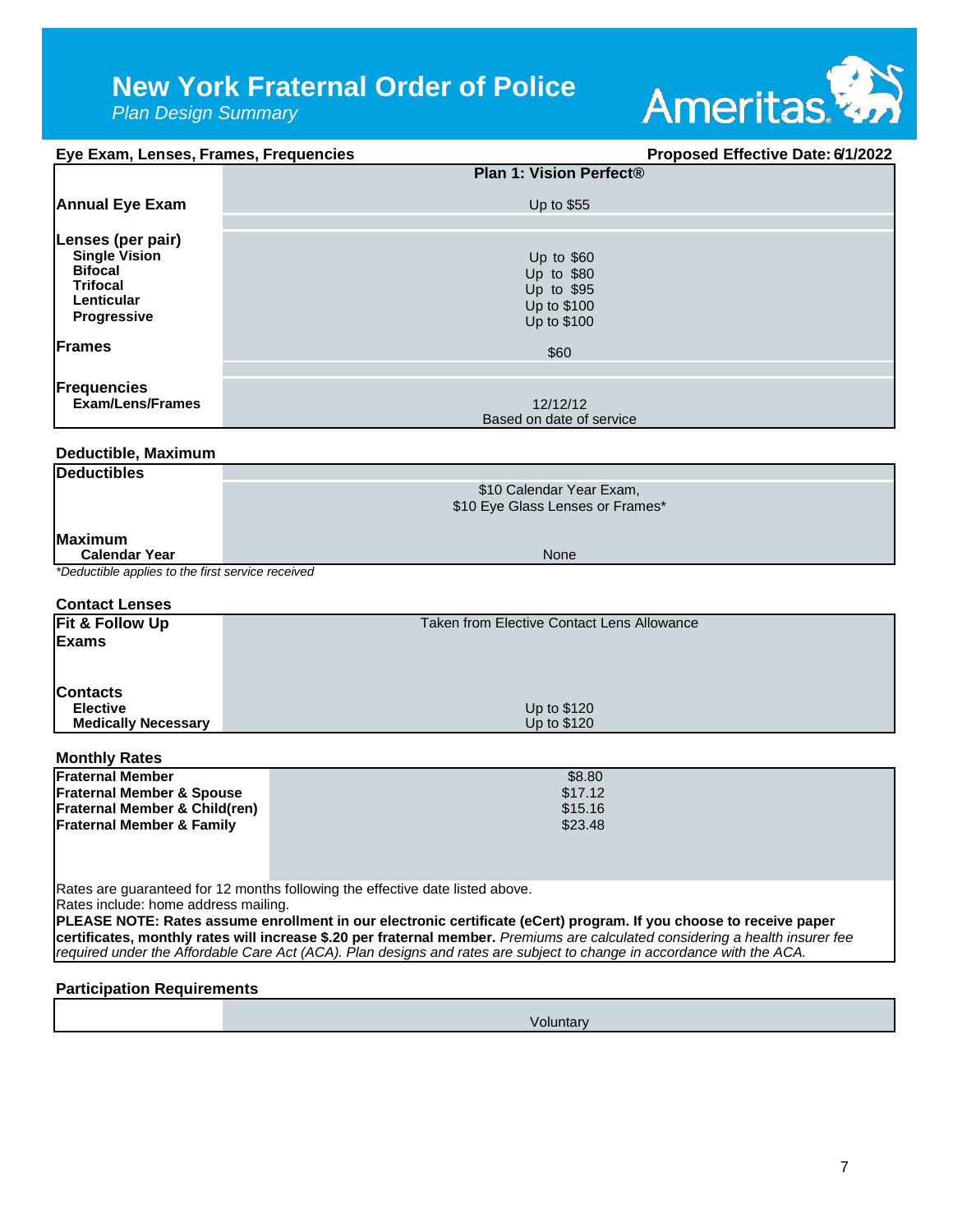# New York Fraternal Order of Police

*Plan Design Summary*

**Eye Exam, Lenses, Frames, Frequencies** — **Proposed Effective Date: 6/1/2022**

| | Plan 1: Vision Perfect® |
|---|---|
| **Annual Eye Exam** | Up to $55 |
| **Lenses (per pair)** | |
| **Single Vision** | Up to $60 |
| **Bifocal** | Up to $80 |
| **Trifocal** | Up to $95 |
| **Lenticular** | Up to $100 |
| **Progressive** | Up to $100 |
| **Frames** | $60 |
| **Frequencies** | |
| **Exam/Lens/Frames** | 12/12/12<br>Based on date of service |

**Deductible, Maximum**

| | |
|---|---|
| **Deductibles** | $10 Calendar Year Exam,<br>$10 Eye Glass Lenses or Frames* |
| **Maximum** | |
| **Calendar Year** | None |

*\*Deductible applies to the first service received*

**Contact Lenses**

| | |
|---|---|
| **Fit & Follow Up Exams** | Taken from Elective Contact Lens Allowance |
| **Contacts** | |
| **Elective** | Up to $120 |
| **Medically Necessary** | Up to $120 |

**Monthly Rates**

| | |
|---|---|
| **Fraternal Member** | $8.80 |
| **Fraternal Member & Spouse** | $17.12 |
| **Fraternal Member & Child(ren)** | $15.16 |
| **Fraternal Member & Family** | $23.48 |

Rates are guaranteed for 12 months following the effective date listed above.
Rates include: home address mailing.
**PLEASE NOTE: Rates assume enrollment in our electronic certificate (eCert) program. If you choose to receive paper certificates, monthly rates will increase $.20 per fraternal member.** *Premiums are calculated considering a health insurer fee required under the Affordable Care Act (ACA). Plan designs and rates are subject to change in accordance with the ACA.*

**Participation Requirements**

| | |
|---|---|
| | Voluntary |